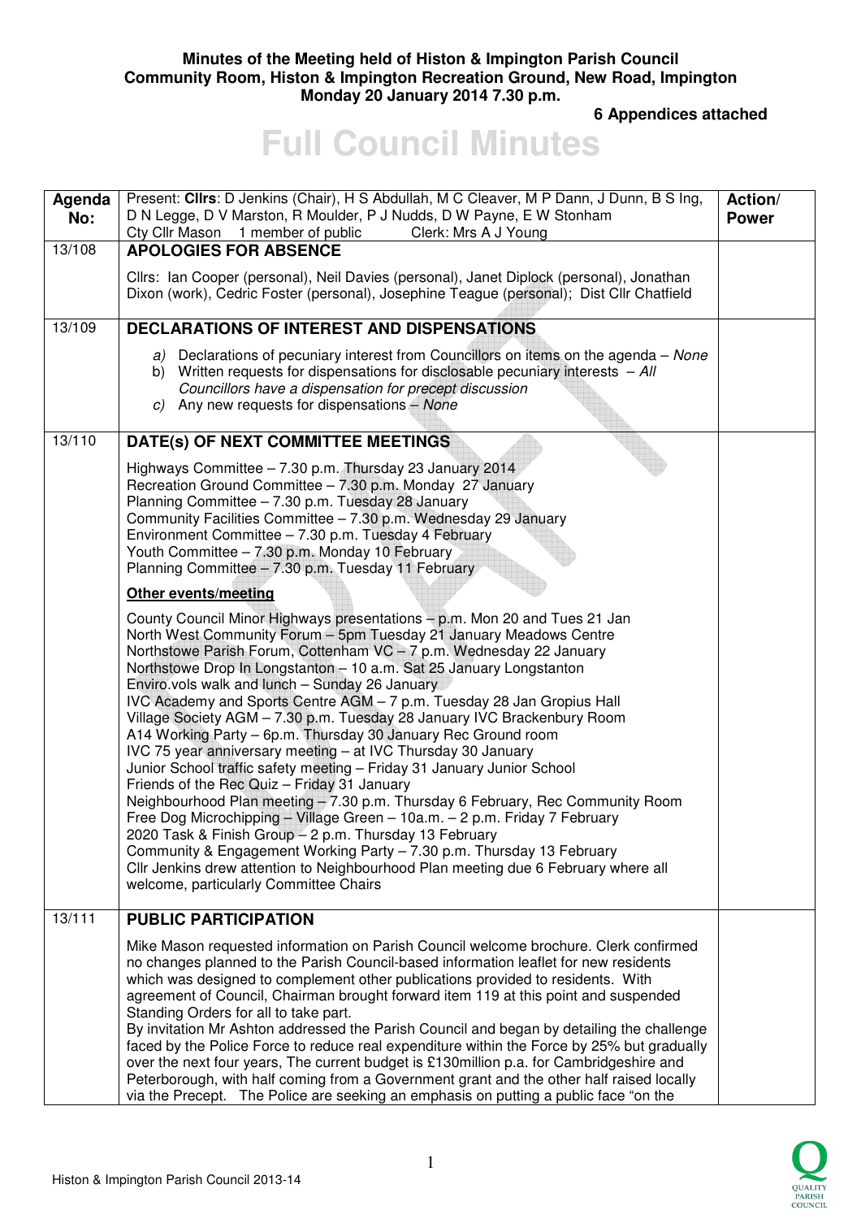**Minutes of the Meeting held of Histon & Impington Parish Council**
**Community Room, Histon & Impington Recreation Ground, New Road, Impington**
**Monday 20 January 2014 7.30 p.m.**

**6 Appendices attached**

# Full Council Minutes

| Agenda No: | Present: **Cllrs**: D Jenkins (Chair), H S Abdullah, M C Cleaver, M P Dann, J Dunn, B S Ing, D N Legge, D V Marston, R Moulder, P J Nudds, D W Payne, E W Stonham<br>Cty Cllr Mason 1 member of public Clerk: Mrs A J Young | Action/ Power |
|---|---|---|
| 13/108 | **APOLOGIES FOR ABSENCE**<br><br>Cllrs: Ian Cooper (personal), Neil Davies (personal), Janet Diplock (personal), Jonathan Dixon (work), Cedric Foster (personal), Josephine Teague (personal); Dist Cllr Chatfield | |
| 13/109 | **DECLARATIONS OF INTEREST AND DISPENSATIONS**<br><br>*a)* Declarations of pecuniary interest from Councillors on items on the agenda – *None*<br>b) Written requests for dispensations for disclosable pecuniary interests – *All Councillors have a dispensation for precept discussion*<br>*c)* Any new requests for dispensations – *None* | |
| 13/110 | **DATE(s) OF NEXT COMMITTEE MEETINGS**<br><br>Highways Committee – 7.30 p.m. Thursday 23 January 2014<br>Recreation Ground Committee – 7.30 p.m. Monday 27 January<br>Planning Committee – 7.30 p.m. Tuesday 28 January<br>Community Facilities Committee – 7.30 p.m. Wednesday 29 January<br>Environment Committee – 7.30 p.m. Tuesday 4 February<br>Youth Committee – 7.30 p.m. Monday 10 February<br>Planning Committee – 7.30 p.m. Tuesday 11 February<br><br>**Other events/meeting**<br><br>County Council Minor Highways presentations – p.m. Mon 20 and Tues 21 Jan<br>North West Community Forum – 5pm Tuesday 21 January Meadows Centre<br>Northstowe Parish Forum, Cottenham VC – 7 p.m. Wednesday 22 January<br>Northstowe Drop In Longstanton – 10 a.m. Sat 25 January Longstanton<br>Enviro.vols walk and lunch – Sunday 26 January<br>IVC Academy and Sports Centre AGM – 7 p.m. Tuesday 28 Jan Gropius Hall<br>Village Society AGM – 7.30 p.m. Tuesday 28 January IVC Brackenbury Room<br>A14 Working Party – 6p.m. Thursday 30 January Rec Ground room<br>IVC 75 year anniversary meeting – at IVC Thursday 30 January<br>Junior School traffic safety meeting – Friday 31 January Junior School<br>Friends of the Rec Quiz – Friday 31 January<br>Neighbourhood Plan meeting – 7.30 p.m. Thursday 6 February, Rec Community Room<br>Free Dog Microchipping – Village Green – 10a.m. – 2 p.m. Friday 7 February<br>2020 Task & Finish Group – 2 p.m. Thursday 13 February<br>Community & Engagement Working Party – 7.30 p.m. Thursday 13 February<br>Cllr Jenkins drew attention to Neighbourhood Plan meeting due 6 February where all welcome, particularly Committee Chairs | |
| 13/111 | **PUBLIC PARTICIPATION**<br><br>Mike Mason requested information on Parish Council welcome brochure. Clerk confirmed no changes planned to the Parish Council-based information leaflet for new residents which was designed to complement other publications provided to residents. With agreement of Council, Chairman brought forward item 119 at this point and suspended Standing Orders for all to take part.<br>By invitation Mr Ashton addressed the Parish Council and began by detailing the challenge faced by the Police Force to reduce real expenditure within the Force by 25% but gradually over the next four years, The current budget is £130million p.a. for Cambridgeshire and Peterborough, with half coming from a Government grant and the other half raised locally via the Precept. The Police are seeking an emphasis on putting a public face "on the | |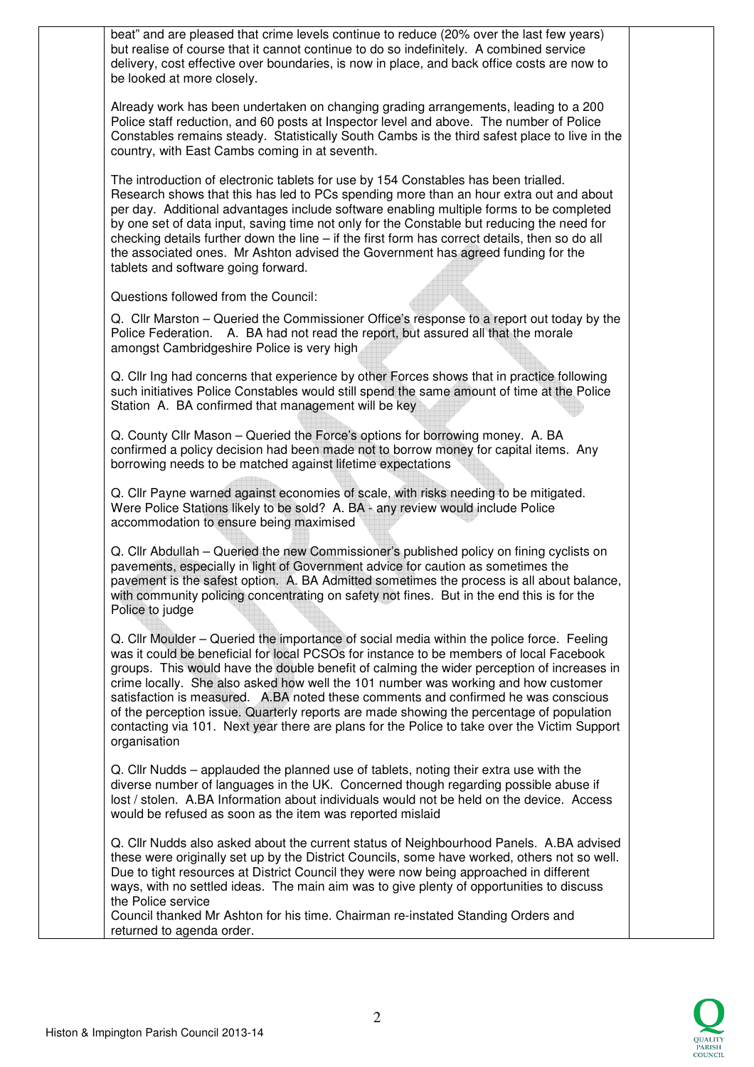beat" and are pleased that crime levels continue to reduce (20% over the last few years) but realise of course that it cannot continue to do so indefinitely. A combined service delivery, cost effective over boundaries, is now in place, and back office costs are now to be looked at more closely.

Already work has been undertaken on changing grading arrangements, leading to a 200 Police staff reduction, and 60 posts at Inspector level and above. The number of Police Constables remains steady. Statistically South Cambs is the third safest place to live in the country, with East Cambs coming in at seventh.

The introduction of electronic tablets for use by 154 Constables has been trialled. Research shows that this has led to PCs spending more than an hour extra out and about per day. Additional advantages include software enabling multiple forms to be completed by one set of data input, saving time not only for the Constable but reducing the need for checking details further down the line – if the first form has correct details, then so do all the associated ones. Mr Ashton advised the Government has agreed funding for the tablets and software going forward.

Questions followed from the Council:

Q. Cllr Marston – Queried the Commissioner Office's response to a report out today by the Police Federation. A. BA had not read the report, but assured all that the morale amongst Cambridgeshire Police is very high

Q. Cllr Ing had concerns that experience by other Forces shows that in practice following such initiatives Police Constables would still spend the same amount of time at the Police Station A. BA confirmed that management will be key

Q. County Cllr Mason – Queried the Force's options for borrowing money. A. BA confirmed a policy decision had been made not to borrow money for capital items. Any borrowing needs to be matched against lifetime expectations

Q. Cllr Payne warned against economies of scale, with risks needing to be mitigated. Were Police Stations likely to be sold? A. BA - any review would include Police accommodation to ensure being maximised

Q. Cllr Abdullah – Queried the new Commissioner's published policy on fining cyclists on pavements, especially in light of Government advice for caution as sometimes the pavement is the safest option. A. BA Admitted sometimes the process is all about balance, with community policing concentrating on safety not fines. But in the end this is for the Police to judge

Q. Cllr Moulder – Queried the importance of social media within the police force. Feeling was it could be beneficial for local PCSOs for instance to be members of local Facebook groups. This would have the double benefit of calming the wider perception of increases in crime locally. She also asked how well the 101 number was working and how customer satisfaction is measured. A.BA noted these comments and confirmed he was conscious of the perception issue. Quarterly reports are made showing the percentage of population contacting via 101. Next year there are plans for the Police to take over the Victim Support organisation

Q. Cllr Nudds – applauded the planned use of tablets, noting their extra use with the diverse number of languages in the UK. Concerned though regarding possible abuse if lost / stolen. A.BA Information about individuals would not be held on the device. Access would be refused as soon as the item was reported mislaid

Q. Cllr Nudds also asked about the current status of Neighbourhood Panels. A.BA advised these were originally set up by the District Councils, some have worked, others not so well. Due to tight resources at District Council they were now being approached in different ways, with no settled ideas. The main aim was to give plenty of opportunities to discuss the Police service

Council thanked Mr Ashton for his time. Chairman re-instated Standing Orders and returned to agenda order.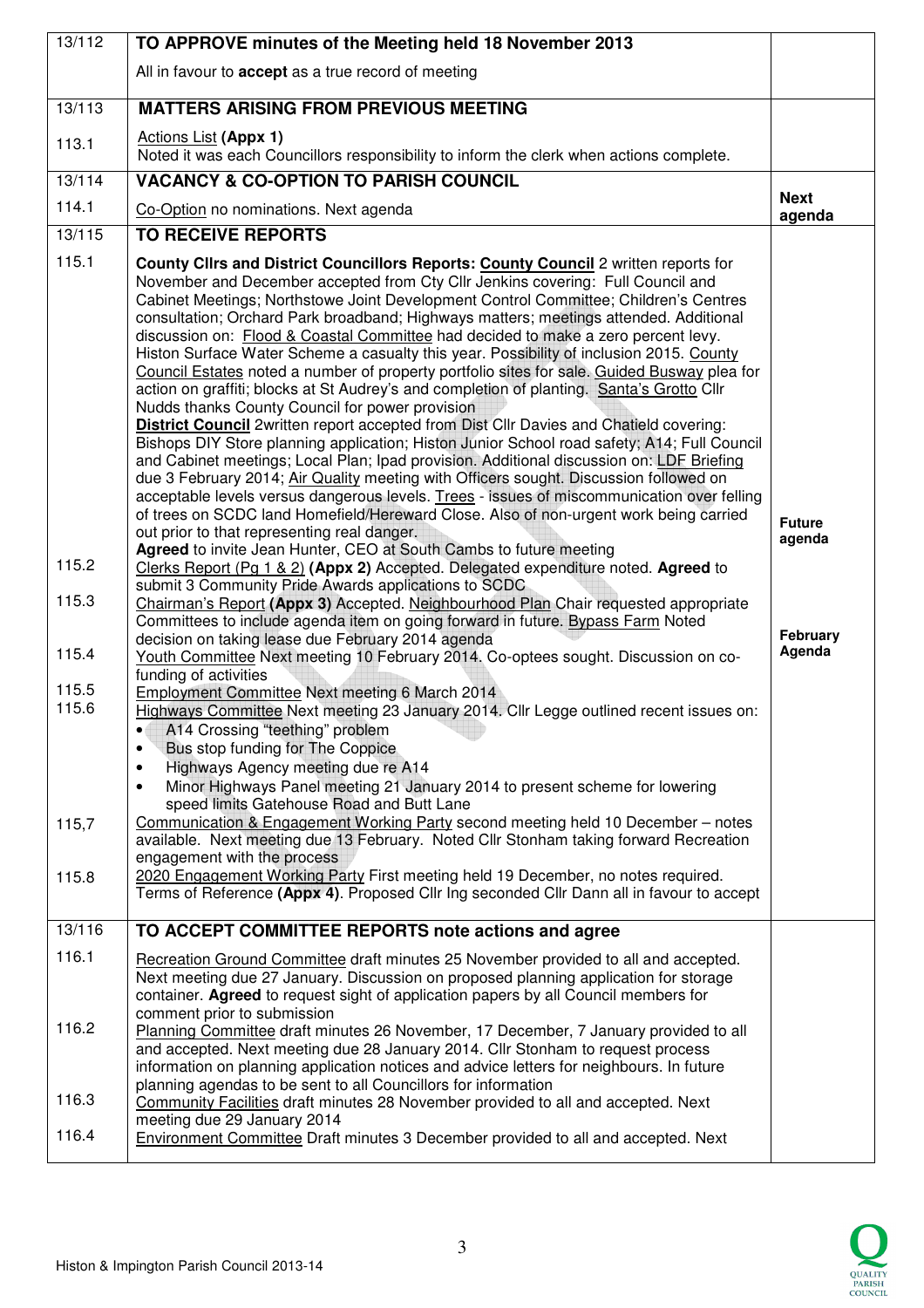| | | |
|---|---|---|
| 13/112 | **TO APPROVE minutes of the Meeting held 18 November 2013**<br>All in favour to **accept** as a true record of meeting | |
| 13/113 | **MATTERS ARISING FROM PREVIOUS MEETING** | |
| 113.1 | Actions List **(Appx 1)**<br>Noted it was each Councillors responsibility to inform the clerk when actions complete. | |
| 13/114 | **VACANCY & CO-OPTION TO PARISH COUNCIL** | |
| 114.1 | Co-Option no nominations. Next agenda | **Next agenda** |
| 13/115 | **TO RECEIVE REPORTS** | |
| 115.1 | **County Cllrs and District Councillors Reports: County Council** 2 written reports for November and December accepted from Cty Cllr Jenkins covering: Full Council and Cabinet Meetings; Northstowe Joint Development Control Committee; Children's Centres consultation; Orchard Park broadband; Highways matters; meetings attended. Additional discussion on: Flood & Coastal Committee had decided to make a zero percent levy. Histon Surface Water Scheme a casualty this year. Possibility of inclusion 2015. County Council Estates noted a number of property portfolio sites for sale. Guided Busway plea for action on graffiti; blocks at St Audrey's and completion of planting. Santa's Grotto Cllr Nudds thanks County Council for power provision<br>**District Council** 2written report accepted from Dist Cllr Davies and Chatield covering: Bishops DIY Store planning application; Histon Junior School road safety; A14; Full Council and Cabinet meetings; Local Plan; Ipad provision. Additional discussion on: LDF Briefing due 3 February 2014; Air Quality meeting with Officers sought. Discussion followed on acceptable levels versus dangerous levels. Trees - issues of miscommunication over felling of trees on SCDC land Homefield/Hereward Close. Also of non-urgent work being carried out prior to that representing real danger.<br>**Agreed** to invite Jean Hunter, CEO at South Cambs to future meeting | **Future agenda** |
| 115.2 | Clerks Report (Pg 1 & 2) **(Appx 2)** Accepted. Delegated expenditure noted. **Agreed** to submit 3 Community Pride Awards applications to SCDC | |
| 115.3 | Chairman's Report **(Appx 3)** Accepted. Neighbourhood Plan Chair requested appropriate Committees to include agenda item on going forward in future. Bypass Farm Noted decision on taking lease due February 2014 agenda | **February Agenda** |
| 115.4 | Youth Committee Next meeting 10 February 2014. Co-optees sought. Discussion on co-funding of activities | |
| 115.5 | Employment Committee Next meeting 6 March 2014 | |
| 115.6 | Highways Committee Next meeting 23 January 2014. Cllr Legge outlined recent issues on:<br>• A14 Crossing "teething" problem<br>• Bus stop funding for The Coppice<br>• Highways Agency meeting due re A14<br>• Minor Highways Panel meeting 21 January 2014 to present scheme for lowering speed limits Gatehouse Road and Butt Lane | |
| 115,7 | Communication & Engagement Working Party second meeting held 10 December – notes available. Next meeting due 13 February. Noted Cllr Stonham taking forward Recreation engagement with the process | |
| 115.8 | 2020 Engagement Working Party First meeting held 19 December, no notes required. Terms of Reference **(Appx 4)**. Proposed Cllr Ing seconded Cllr Dann all in favour to accept | |
| 13/116 | **TO ACCEPT COMMITTEE REPORTS note actions and agree** | |
| 116.1 | Recreation Ground Committee draft minutes 25 November provided to all and accepted. Next meeting due 27 January. Discussion on proposed planning application for storage container. **Agreed** to request sight of application papers by all Council members for comment prior to submission | |
| 116.2 | Planning Committee draft minutes 26 November, 17 December, 7 January provided to all and accepted. Next meeting due 28 January 2014. Cllr Stonham to request process information on planning application notices and advice letters for neighbours. In future planning agendas to be sent to all Councillors for information | |
| 116.3 | Community Facilities draft minutes 28 November provided to all and accepted. Next meeting due 29 January 2014 | |
| 116.4 | Environment Committee Draft minutes 3 December provided to all and accepted. Next | |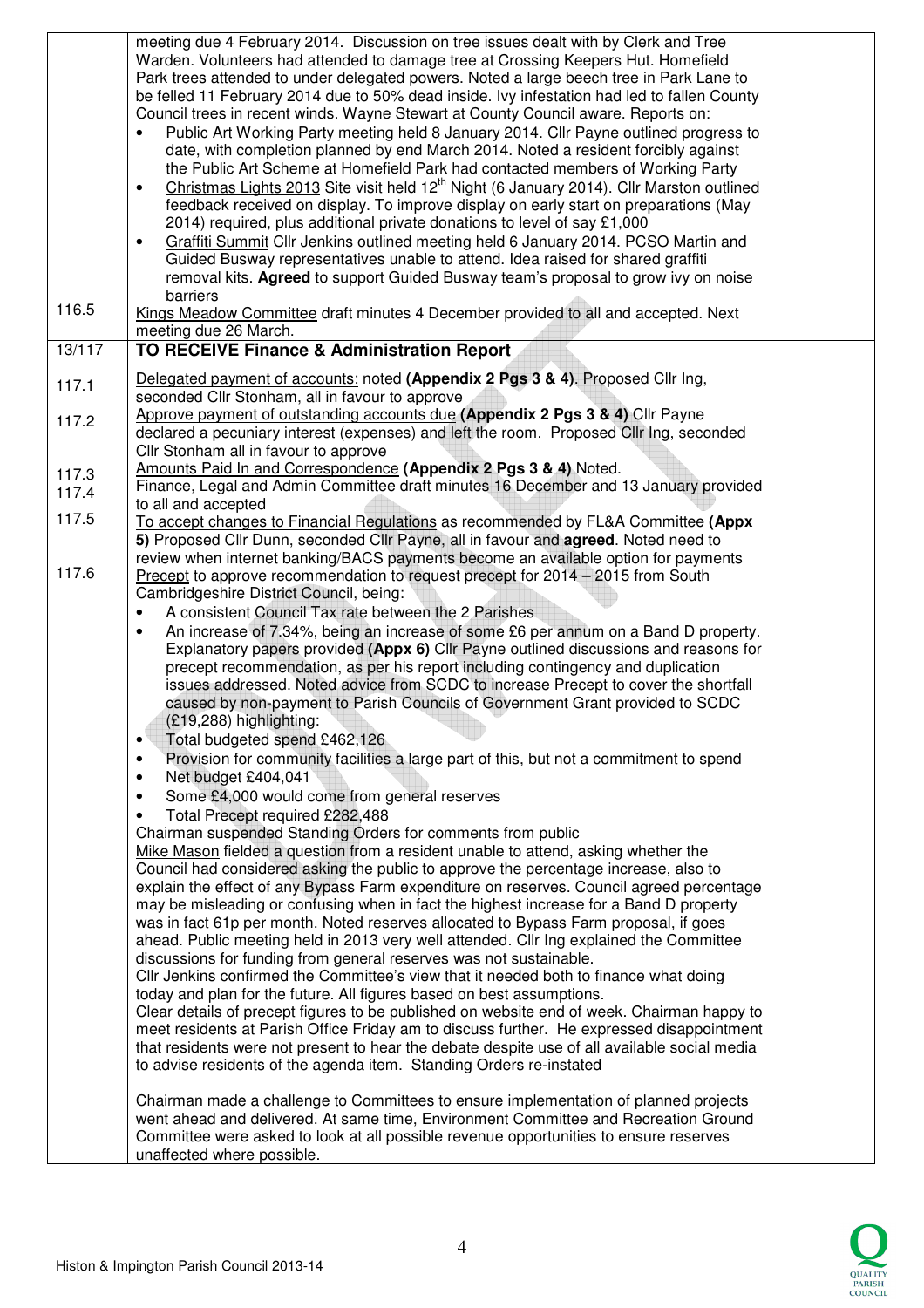| | | |
|---|---|---|
| | meeting due 4 February 2014. Discussion on tree issues dealt with by Clerk and Tree Warden. Volunteers had attended to damage tree at Crossing Keepers Hut. Homefield Park trees attended to under delegated powers. Noted a large beech tree in Park Lane to be felled 11 February 2014 due to 50% dead inside. Ivy infestation had led to fallen County Council trees in recent winds. Wayne Stewart at County Council aware. Reports on:<br>• Public Art Working Party meeting held 8 January 2014. Cllr Payne outlined progress to date, with completion planned by end March 2014. Noted a resident forcibly against the Public Art Scheme at Homefield Park had contacted members of Working Party<br>• Christmas Lights 2013 Site visit held 12th Night (6 January 2014). Cllr Marston outlined feedback received on display. To improve display on early start on preparations (May 2014) required, plus additional private donations to level of say £1,000<br>• Graffiti Summit Cllr Jenkins outlined meeting held 6 January 2014. PCSO Martin and Guided Busway representatives unable to attend. Idea raised for shared graffiti removal kits. **Agreed** to support Guided Busway team's proposal to grow ivy on noise barriers | |
| 116.5 | Kings Meadow Committee draft minutes 4 December provided to all and accepted. Next meeting due 26 March. | |
| 13/117 | **TO RECEIVE Finance & Administration Report** | |
| 117.1 | Delegated payment of accounts: noted **(Appendix 2 Pgs 3 & 4)**. Proposed Cllr Ing, seconded Cllr Stonham, all in favour to approve | |
| 117.2 | Approve payment of outstanding accounts due **(Appendix 2 Pgs 3 & 4)** Cllr Payne declared a pecuniary interest (expenses) and left the room. Proposed Cllr Ing, seconded Cllr Stonham all in favour to approve | |
| 117.3 | Amounts Paid In and Correspondence **(Appendix 2 Pgs 3 & 4)** Noted. | |
| 117.4 | Finance, Legal and Admin Committee draft minutes 16 December and 13 January provided to all and accepted | |
| 117.5 | To accept changes to Financial Regulations as recommended by FL&A Committee **(Appx 5)** Proposed Cllr Dunn, seconded Cllr Payne, all in favour and **agreed**. Noted need to review when internet banking/BACS payments become an available option for payments | |
| 117.6 | Precept to approve recommendation to request precept for 2014 – 2015 from South Cambridgeshire District Council, being:<br>• A consistent Council Tax rate between the 2 Parishes<br>• An increase of 7.34%, being an increase of some £6 per annum on a Band D property. Explanatory papers provided **(Appx 6)** Cllr Payne outlined discussions and reasons for precept recommendation, as per his report including contingency and duplication issues addressed. Noted advice from SCDC to increase Precept to cover the shortfall caused by non-payment to Parish Councils of Government Grant provided to SCDC (£19,288) highlighting:<br>• Total budgeted spend £462,126<br>• Provision for community facilities a large part of this, but not a commitment to spend<br>• Net budget £404,041<br>• Some £4,000 would come from general reserves<br>• Total Precept required £282,488<br>Chairman suspended Standing Orders for comments from public<br>Mike Mason fielded a question from a resident unable to attend, asking whether the Council had considered asking the public to approve the percentage increase, also to explain the effect of any Bypass Farm expenditure on reserves. Council agreed percentage may be misleading or confusing when in fact the highest increase for a Band D property was in fact 61p per month. Noted reserves allocated to Bypass Farm proposal, if goes ahead. Public meeting held in 2013 very well attended. Cllr Ing explained the Committee discussions for funding from general reserves was not sustainable.<br>Cllr Jenkins confirmed the Committee's view that it needed both to finance what doing today and plan for the future. All figures based on best assumptions.<br>Clear details of precept figures to be published on website end of week. Chairman happy to meet residents at Parish Office Friday am to discuss further. He expressed disappointment that residents were not present to hear the debate despite use of all available social media to advise residents of the agenda item. Standing Orders re-instated<br><br>Chairman made a challenge to Committees to ensure implementation of planned projects went ahead and delivered. At same time, Environment Committee and Recreation Ground Committee were asked to look at all possible revenue opportunities to ensure reserves unaffected where possible. | |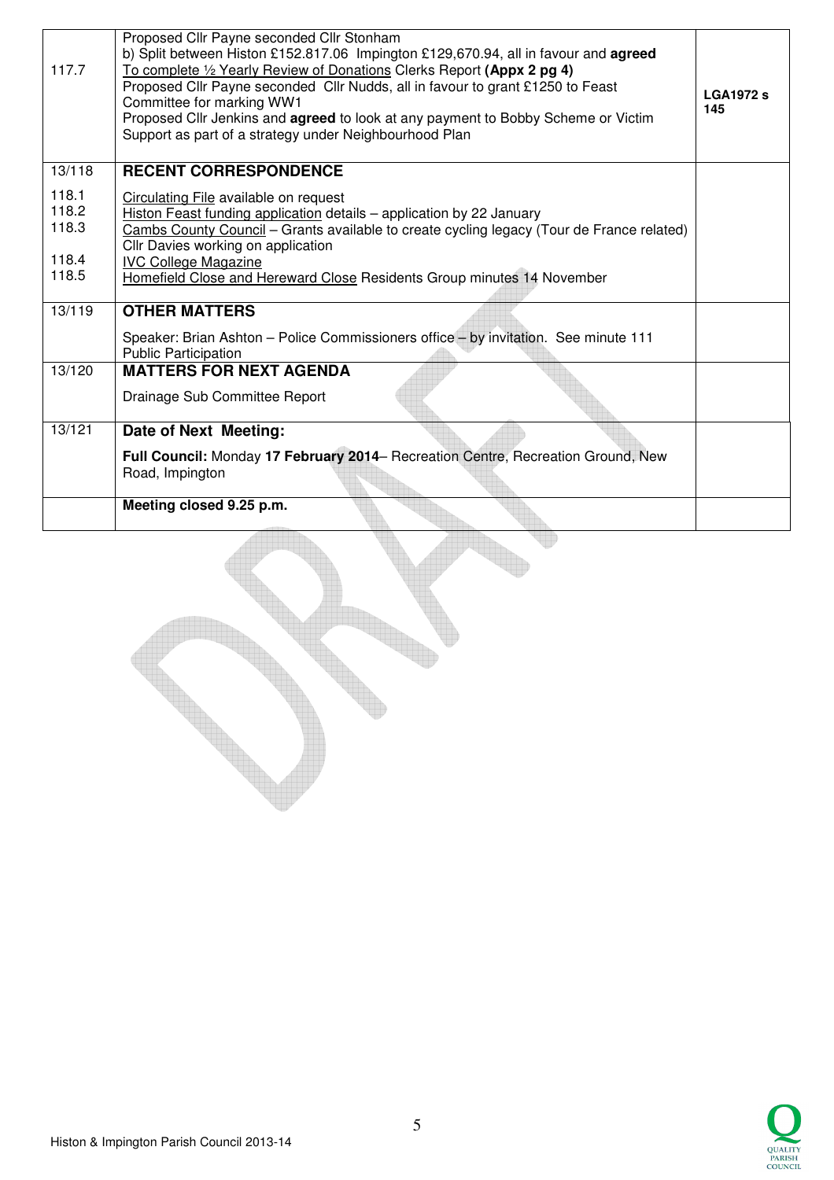| | | |
|---|---|---|
| 117.7 | Proposed Cllr Payne seconded Cllr Stonham<br>b) Split between Histon £152.817.06 Impington £129,670.94, all in favour and **agreed**<br>To complete ½ Yearly Review of Donations Clerks Report **(Appx 2 pg 4)**<br>Proposed Cllr Payne seconded Cllr Nudds, all in favour to grant £1250 to Feast Committee for marking WW1<br>Proposed Cllr Jenkins and **agreed** to look at any payment to Bobby Scheme or Victim Support as part of a strategy under Neighbourhood Plan | **LGA1972 s 145** |
| 13/118 | **RECENT CORRESPONDENCE** | |
| 118.1 | Circulating File available on request | |
| 118.2 | Histon Feast funding application details – application by 22 January | |
| 118.3 | Cambs County Council – Grants available to create cycling legacy (Tour de France related) Cllr Davies working on application | |
| 118.4 | IVC College Magazine | |
| 118.5 | Homefield Close and Hereward Close Residents Group minutes 14 November | |
| 13/119 | **OTHER MATTERS**<br>Speaker: Brian Ashton – Police Commissioners office – by invitation. See minute 111 Public Participation | |
| 13/120 | **MATTERS FOR NEXT AGENDA**<br>Drainage Sub Committee Report | |
| 13/121 | **Date of Next Meeting:**<br>**Full Council:** Monday **17 February 2014**– Recreation Centre, Recreation Ground, New Road, Impington | |
| | **Meeting closed 9.25 p.m.** | |

Histon & Impington Parish Council 2013-14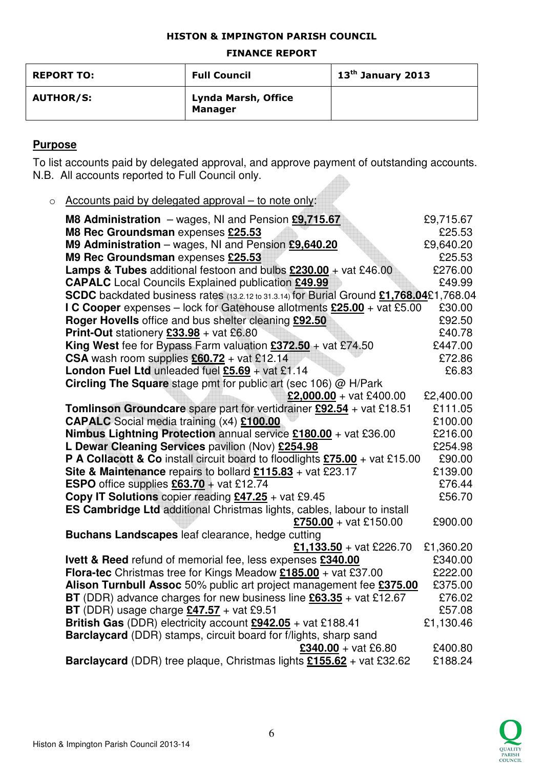**HISTON & IMPINGTON PARISH COUNCIL**

**FINANCE REPORT**

| REPORT TO: | Full Council | 13th January 2013 |
| --- | --- | --- |
| AUTHOR/S: | Lynda Marsh, Office Manager | |

## Purpose

To list accounts paid by delegated approval, and approve payment of outstanding accounts.
N.B. All accounts reported to Full Council only.

- Accounts paid by delegated approval – to note only:

| Item | Total |
| --- | --- |
| **M8 Administration** – wages, NI and Pension **£9,715.67** | £9,715.67 |
| **M8 Rec Groundsman** expenses **£25.53** | £25.53 |
| **M9 Administration** – wages, NI and Pension **£9,640.20** | £9,640.20 |
| **M9 Rec Groundsman** expenses **£25.53** | £25.53 |
| **Lamps & Tubes** additional festoon and bulbs **£230.00** + vat £46.00 | £276.00 |
| **CAPALC** Local Councils Explained publication **£49.99** | £49.99 |
| **SCDC** backdated business rates (13.2.12 to 31.3.14) for Burial Ground **£1,768.04** | £1,768.04 |
| **I C Cooper** expenses – lock for Gatehouse allotments **£25.00** + vat £5.00 | £30.00 |
| **Roger Hovells** office and bus shelter cleaning **£92.50** | £92.50 |
| **Print-Out** stationery **£33.98** + vat £6.80 | £40.78 |
| **King West** fee for Bypass Farm valuation **£372.50** + vat £74.50 | £447.00 |
| **CSA** wash room supplies **£60.72** + vat £12.14 | £72.86 |
| **London Fuel Ltd** unleaded fuel **£5.69** + vat £1.14 | £6.83 |
| **Circling The Square** stage pmt for public art (sec 106) @ H/Park **£2,000.00** + vat £400.00 | £2,400.00 |
| **Tomlinson Groundcare** spare part for vertidrainer **£92.54** + vat £18.51 | £111.05 |
| **CAPALC** Social media training (x4) **£100.00** | £100.00 |
| **Nimbus Lightning Protection** annual service **£180.00** + vat £36.00 | £216.00 |
| **L Dewar Cleaning Services** pavilion (Nov) **£254.98** | £254.98 |
| **P A Collacott & Co** install circuit board to floodlights **£75.00** + vat £15.00 | £90.00 |
| **Site & Maintenance** repairs to bollard **£115.83** + vat £23.17 | £139.00 |
| **ESPO** office supplies **£63.70** + vat £12.74 | £76.44 |
| **Copy IT Solutions** copier reading **£47.25** + vat £9.45 | £56.70 |
| **ES Cambridge Ltd** additional Christmas lights, cables, labour to install **£750.00** + vat £150.00 | £900.00 |
| **Buchans Landscapes** leaf clearance, hedge cutting **£1,133.50** + vat £226.70 | £1,360.20 |
| **Ivett & Reed** refund of memorial fee, less expenses **£340.00** | £340.00 |
| **Flora-tec** Christmas tree for Kings Meadow **£185.00** + vat £37.00 | £222.00 |
| **Alison Turnbull Assoc** 50% public art project management fee **£375.00** | £375.00 |
| **BT** (DDR) advance charges for new business line **£63.35** + vat £12.67 | £76.02 |
| **BT** (DDR) usage charge **£47.57** + vat £9.51 | £57.08 |
| **British Gas** (DDR) electricity account **£942.05** + vat £188.41 | £1,130.46 |
| **Barclaycard** (DDR) stamps, circuit board for f/lights, sharp sand **£340.00** + vat £6.80 | £400.80 |
| **Barclaycard** (DDR) tree plaque, Christmas lights **£155.62** + vat £32.62 | £188.24 |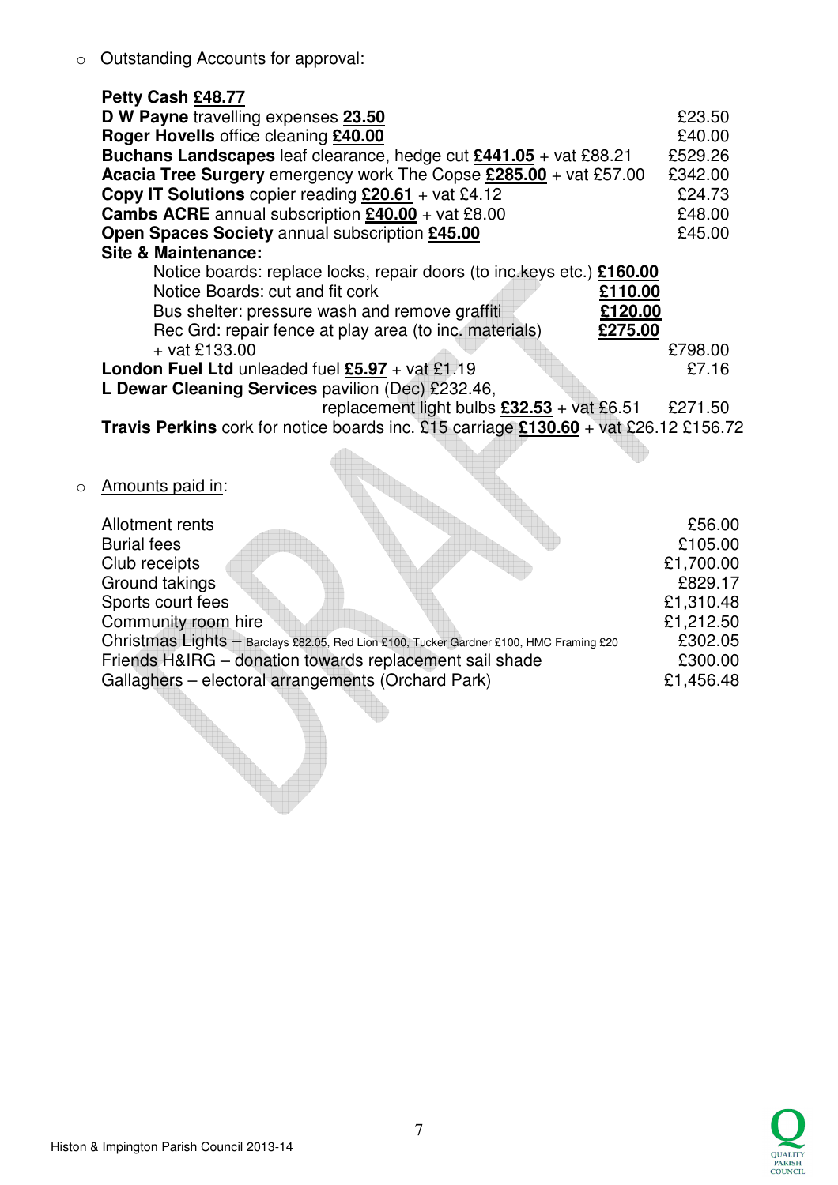- Outstanding Accounts for approval:

**Petty Cash <u>£48.77</u>**

| | |
|---|---|
| **D W Payne** travelling expenses **<u>23.50</u>** | £23.50 |
| **Roger Hovells** office cleaning **<u>£40.00</u>** | £40.00 |
| **Buchans Landscapes** leaf clearance, hedge cut **<u>£441.05</u>** + vat £88.21 | £529.26 |
| **Acacia Tree Surgery** emergency work The Copse **<u>£285.00</u>** + vat £57.00 | £342.00 |
| **Copy IT Solutions** copier reading **<u>£20.61</u>** + vat £4.12 | £24.73 |
| **Cambs ACRE** annual subscription **<u>£40.00</u>** + vat £8.00 | £48.00 |
| **Open Spaces Society** annual subscription **<u>£45.00</u>** | £45.00 |

**Site & Maintenance:**

- Notice boards: replace locks, repair doors (to inc.keys etc.) **<u>£160.00</u>**
- Notice Boards: cut and fit cork **<u>£110.00</u>**
- Bus shelter: pressure wash and remove graffiti **<u>£120.00</u>**
- Rec Grd: repair fence at play area (to inc. materials) **<u>£275.00</u>**
- + vat £133.00 — £798.00

**London Fuel Ltd** unleaded fuel **<u>£5.97</u>** + vat £1.19 — £7.16

**L Dewar Cleaning Services** pavilion (Dec) £232.46, replacement light bulbs **<u>£32.53</u>** + vat £6.51 — £271.50

**Travis Perkins** cork for notice boards inc. £15 carriage **<u>£130.60</u>** + vat £26.12 £156.72

- <u>Amounts paid in</u>:

| | |
|---|---|
| Allotment rents | £56.00 |
| Burial fees | £105.00 |
| Club receipts | £1,700.00 |
| Ground takings | £829.17 |
| Sports court fees | £1,310.48 |
| Community room hire | £1,212.50 |
| Christmas Lights – Barclays £82.05, Red Lion £100, Tucker Gardner £100, HMC Framing £20 | £302.05 |
| Friends H&IRG – donation towards replacement sail shade | £300.00 |
| Gallaghers – electoral arrangements (Orchard Park) | £1,456.48 |